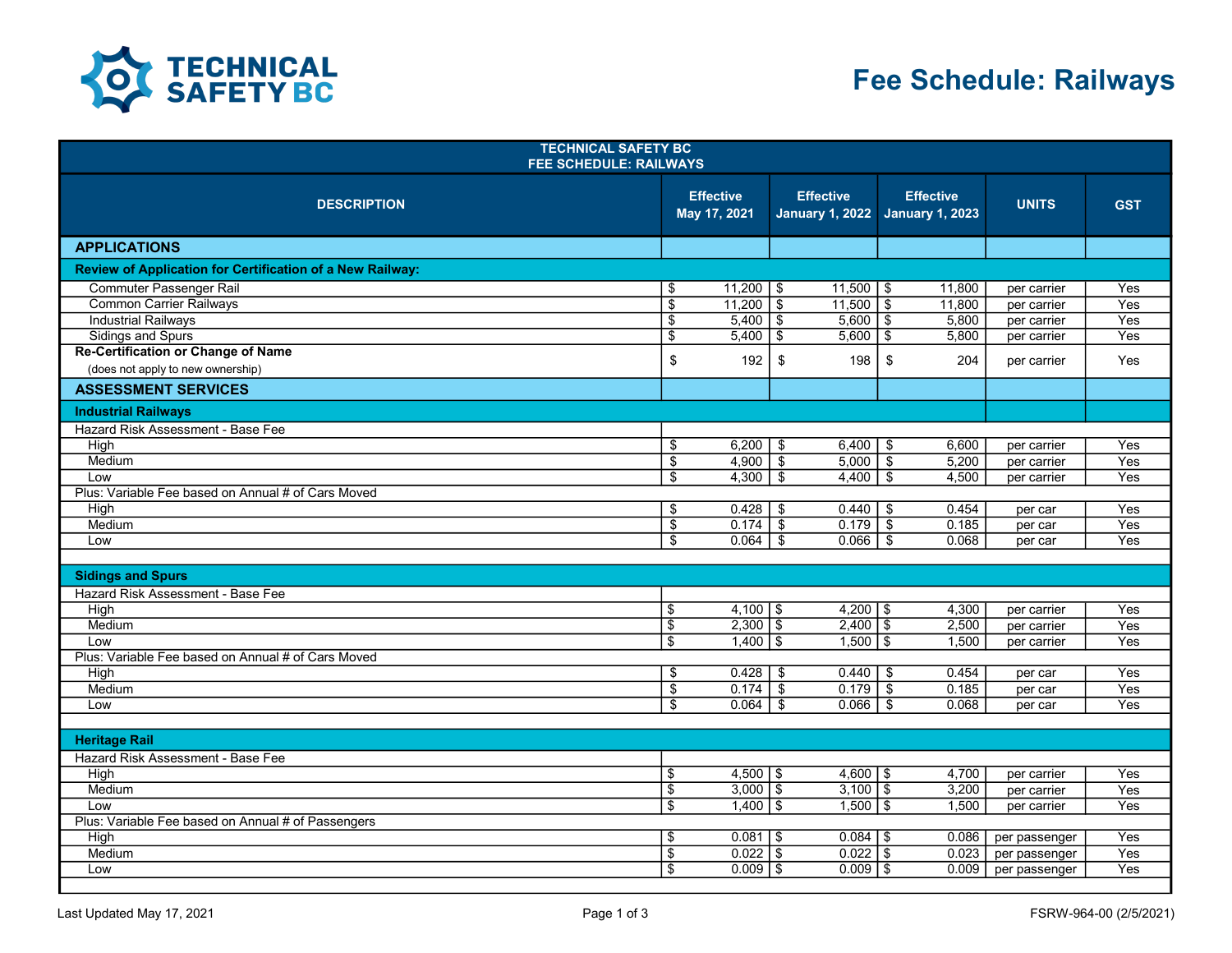# Fee Schedule: Railways

| TECHNICAL SAFETY BC FEE SCHEDULE: RAILWAYS | | | | | |
|---|---|---|---|---|---|
| **DESCRIPTION** | **Effective May 17, 2021** | **Effective January 1, 2022** | **Effective January 1, 2023** | **UNITS** | **GST** |
| **APPLICATIONS** | | | | | |
| **Review of Application for Certification of a New Railway:** | | | | | |
| Commuter Passenger Rail | $ 11,200 | $ 11,500 | $ 11,800 | per carrier | Yes |
| Common Carrier Railways | $ 11,200 | $ 11,500 | $ 11,800 | per carrier | Yes |
| Industrial Railways | $ 5,400 | $ 5,600 | $ 5,800 | per carrier | Yes |
| Sidings and Spurs | $ 5,400 | $ 5,600 | $ 5,800 | per carrier | Yes |
| **Re-Certification or Change of Name** (does not apply to new ownership) | $ 192 | $ 198 | $ 204 | per carrier | Yes |
| **ASSESSMENT SERVICES** | | | | | |
| **Industrial Railways** | | | | | |
| Hazard Risk Assessment - Base Fee | | | | | |
| High | $ 6,200 | $ 6,400 | $ 6,600 | per carrier | Yes |
| Medium | $ 4,900 | $ 5,000 | $ 5,200 | per carrier | Yes |
| Low | $ 4,300 | $ 4,400 | $ 4,500 | per carrier | Yes |
| Plus: Variable Fee based on Annual # of Cars Moved | | | | | |
| High | $ 0.428 | $ 0.440 | $ 0.454 | per car | Yes |
| Medium | $ 0.174 | $ 0.179 | $ 0.185 | per car | Yes |
| Low | $ 0.064 | $ 0.066 | $ 0.068 | per car | Yes |
| **Sidings and Spurs** | | | | | |
| Hazard Risk Assessment - Base Fee | | | | | |
| High | $ 4,100 | $ 4,200 | $ 4,300 | per carrier | Yes |
| Medium | $ 2,300 | $ 2,400 | $ 2,500 | per carrier | Yes |
| Low | $ 1,400 | $ 1,500 | $ 1,500 | per carrier | Yes |
| Plus: Variable Fee based on Annual # of Cars Moved | | | | | |
| High | $ 0.428 | $ 0.440 | $ 0.454 | per car | Yes |
| Medium | $ 0.174 | $ 0.179 | $ 0.185 | per car | Yes |
| Low | $ 0.064 | $ 0.066 | $ 0.068 | per car | Yes |
| **Heritage Rail** | | | | | |
| Hazard Risk Assessment - Base Fee | | | | | |
| High | $ 4,500 | $ 4,600 | $ 4,700 | per carrier | Yes |
| Medium | $ 3,000 | $ 3,100 | $ 3,200 | per carrier | Yes |
| Low | $ 1,400 | $ 1,500 | $ 1,500 | per carrier | Yes |
| Plus: Variable Fee based on Annual # of Passengers | | | | | |
| High | $ 0.081 | $ 0.084 | $ 0.086 | per passenger | Yes |
| Medium | $ 0.022 | $ 0.022 | $ 0.023 | per passenger | Yes |
| Low | $ 0.009 | $ 0.009 | $ 0.009 | per passenger | Yes |

Last Updated May 17, 2021

FSRW-964-00 (2/5/2021)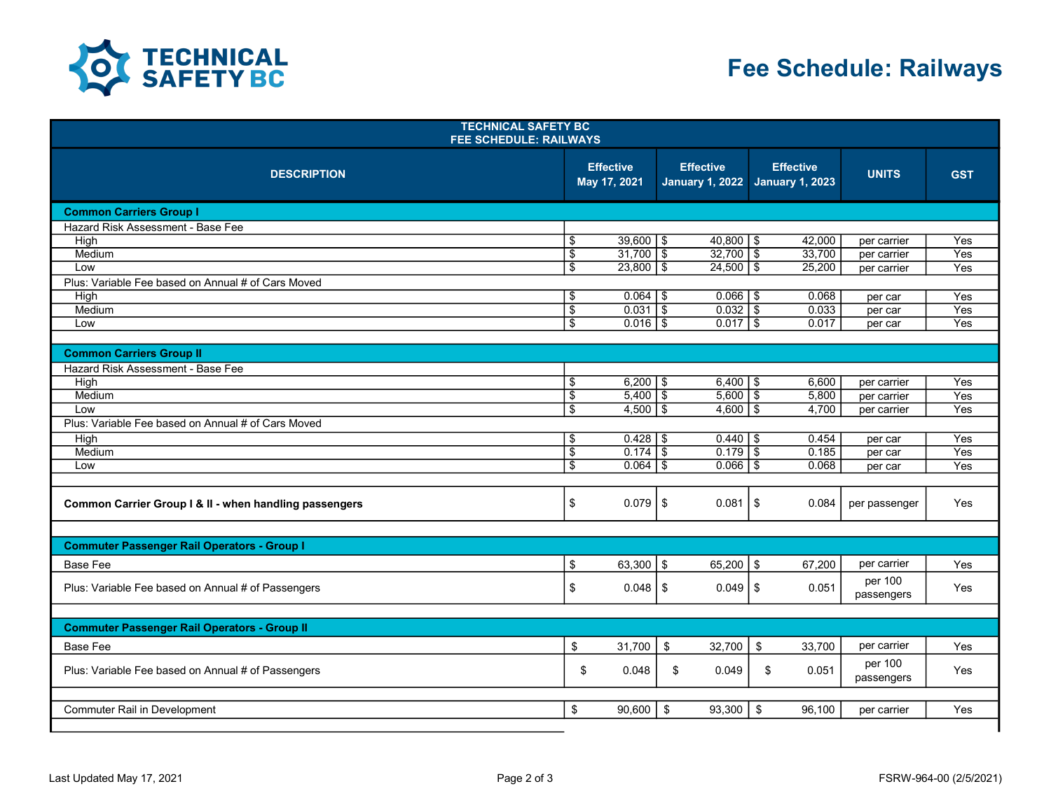# Fee Schedule: Railways

| TECHNICAL SAFETY BC FEE SCHEDULE: RAILWAYS | | | | | |
|---|---|---|---|---|---|
| **DESCRIPTION** | **Effective May 17, 2021** | **Effective January 1, 2022** | **Effective January 1, 2023** | **UNITS** | **GST** |
| **Common Carriers Group I** | | | | | |
| Hazard Risk Assessment - Base Fee | | | | | |
| High | $ 39,600 | $ 40,800 | $ 42,000 | per carrier | Yes |
| Medium | $ 31,700 | $ 32,700 | $ 33,700 | per carrier | Yes |
| Low | $ 23,800 | $ 24,500 | $ 25,200 | per carrier | Yes |
| Plus: Variable Fee based on Annual # of Cars Moved | | | | | |
| High | $ 0.064 | $ 0.066 | $ 0.068 | per car | Yes |
| Medium | $ 0.031 | $ 0.032 | $ 0.033 | per car | Yes |
| Low | $ 0.016 | $ 0.017 | $ 0.017 | per car | Yes |
| **Common Carriers Group II** | | | | | |
| Hazard Risk Assessment - Base Fee | | | | | |
| High | $ 6,200 | $ 6,400 | $ 6,600 | per carrier | Yes |
| Medium | $ 5,400 | $ 5,600 | $ 5,800 | per carrier | Yes |
| Low | $ 4,500 | $ 4,600 | $ 4,700 | per carrier | Yes |
| Plus: Variable Fee based on Annual # of Cars Moved | | | | | |
| High | $ 0.428 | $ 0.440 | $ 0.454 | per car | Yes |
| Medium | $ 0.174 | $ 0.179 | $ 0.185 | per car | Yes |
| Low | $ 0.064 | $ 0.066 | $ 0.068 | per car | Yes |
| **Common Carrier Group I & II - when handling passengers** | $ 0.079 | $ 0.081 | $ 0.084 | per passenger | Yes |
| **Commuter Passenger Rail Operators - Group I** | | | | | |
| Base Fee | $ 63,300 | $ 65,200 | $ 67,200 | per carrier | Yes |
| Plus: Variable Fee based on Annual # of Passengers | $ 0.048 | $ 0.049 | $ 0.051 | per 100 passengers | Yes |
| **Commuter Passenger Rail Operators - Group II** | | | | | |
| Base Fee | $ 31,700 | $ 32,700 | $ 33,700 | per carrier | Yes |
| Plus: Variable Fee based on Annual # of Passengers | $ 0.048 | $ 0.049 | $ 0.051 | per 100 passengers | Yes |
| Commuter Rail in Development | $ 90,600 | $ 93,300 | $ 96,100 | per carrier | Yes |

Last Updated May 17, 2021

FSRW-964-00 (2/5/2021)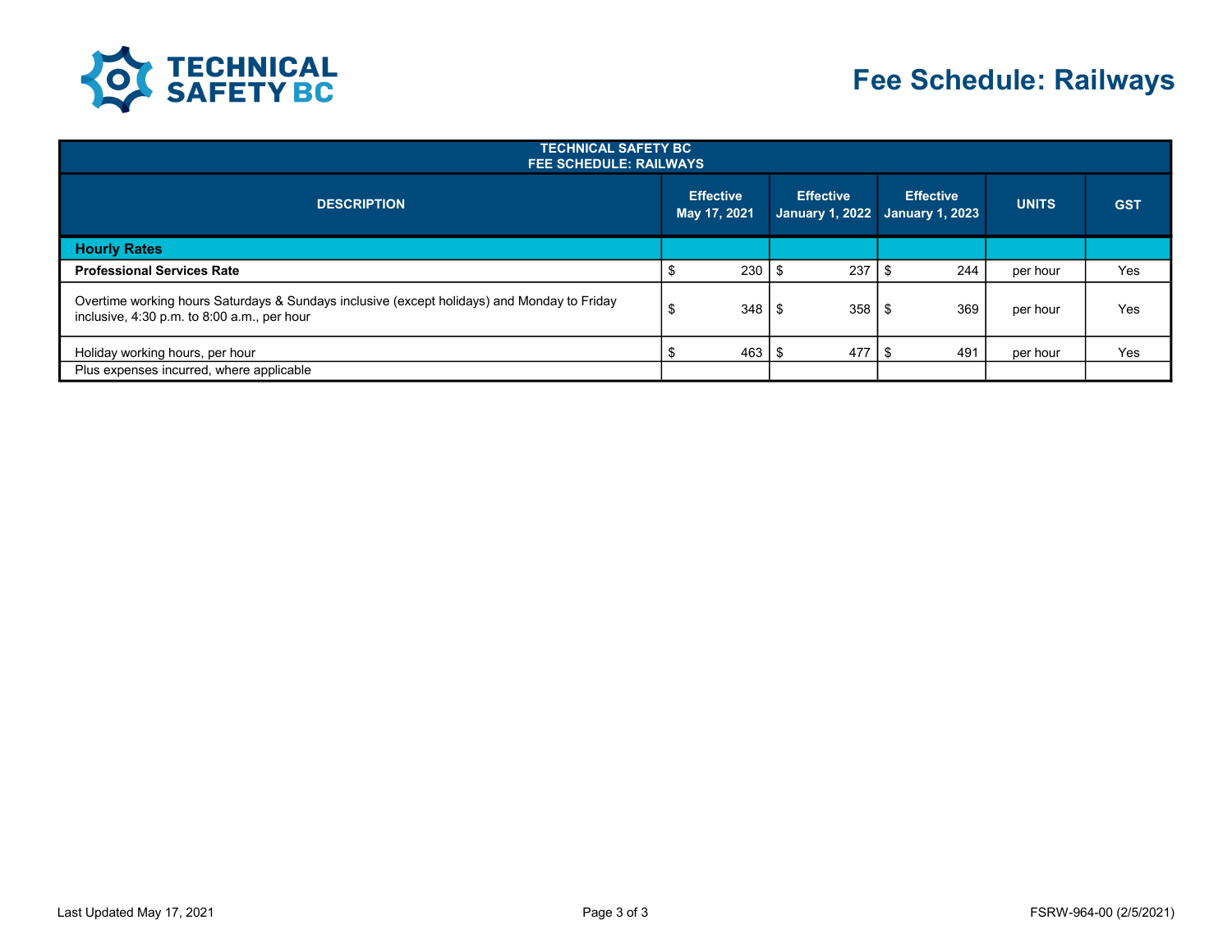# Fee Schedule: Railways

| TECHNICAL SAFETY BC<br>FEE SCHEDULE: RAILWAYS | | | | | |
|---|---|---|---|---|---|
| **DESCRIPTION** | **Effective May 17, 2021** | **Effective January 1, 2022** | **Effective January 1, 2023** | **UNITS** | **GST** |
| **Hourly Rates** | | | | | |
| **Professional Services Rate** | $ 230 | $ 237 | $ 244 | per hour | Yes |
| Overtime working hours Saturdays & Sundays inclusive (except holidays) and Monday to Friday inclusive, 4:30 p.m. to 8:00 a.m., per hour | $ 348 | $ 358 | $ 369 | per hour | Yes |
| Holiday working hours, per hour | $ 463 | $ 477 | $ 491 | per hour | Yes |
| Plus expenses incurred, where applicable | | | | | |

Last Updated May 17, 2021

FSRW-964-00 (2/5/2021)